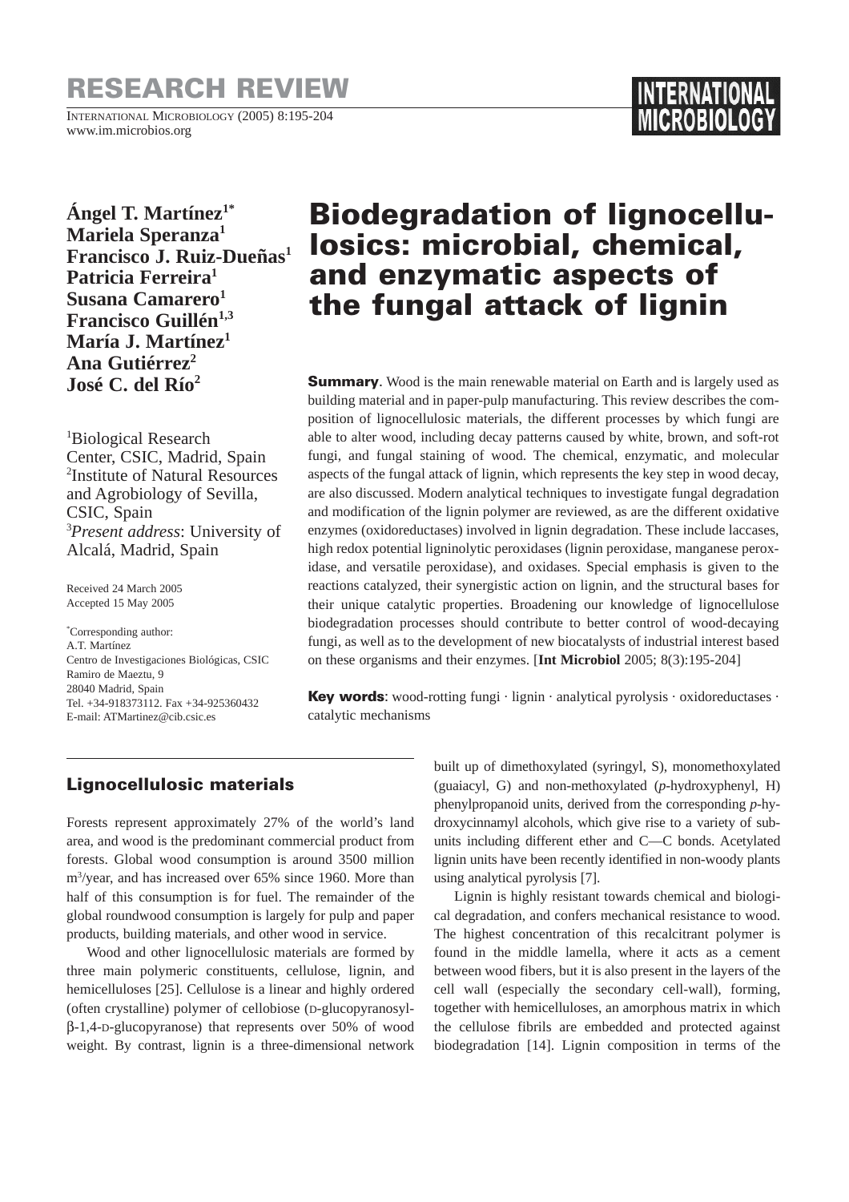# Biodegradation of lignocellulosics: microbial, chemical, and enzymatic aspects of the fungal attack of lignin

**Ángel T. Martínez[1*]**
**Mariela Speranza[1]**
**Francisco J. Ruiz-Dueñas[1]**
**Patricia Ferreira[1]**
**Susana Camarero[1]**
**Francisco Guillén[1,3]**
**María J. Martínez[1]**
**Ana Gutiérrez[2]**
**José C. del Río[2]**

[1]Biological Research Center, CSIC, Madrid, Spain
[2]Institute of Natural Resources and Agrobiology of Sevilla, CSIC, Spain
[3]*Present address*: University of Alcalá, Madrid, Spain

Received 24 March 2005
Accepted 15 May 2005

[*]Corresponding author:
A.T. Martínez
Centro de Investigaciones Biológicas, CSIC
Ramiro de Maeztu, 9
28040 Madrid, Spain
Tel. +34-918373112. Fax +34-925360432
E-mail: ATMartinez@cib.csic.es

**Summary**. Wood is the main renewable material on Earth and is largely used as building material and in paper-pulp manufacturing. This review describes the composition of lignocellulosic materials, the different processes by which fungi are able to alter wood, including decay patterns caused by white, brown, and soft-rot fungi, and fungal staining of wood. The chemical, enzymatic, and molecular aspects of the fungal attack of lignin, which represents the key step in wood decay, are also discussed. Modern analytical techniques to investigate fungal degradation and modification of the lignin polymer are reviewed, as are the different oxidative enzymes (oxidoreductases) involved in lignin degradation. These include laccases, high redox potential ligninolytic peroxidases (lignin peroxidase, manganese peroxidase, and versatile peroxidase), and oxidases. Special emphasis is given to the reactions catalyzed, their synergistic action on lignin, and the structural bases for their unique catalytic properties. Broadening our knowledge of lignocellulose biodegradation processes should contribute to better control of wood-decaying fungi, as well as to the development of new biocatalysts of industrial interest based on these organisms and their enzymes. [**Int Microbiol** 2005; 8(3):195-204]

**Key words**: wood-rotting fungi · lignin · analytical pyrolysis · oxidoreductases · catalytic mechanisms

## Lignocellulosic materials

Forests represent approximately 27% of the world's land area, and wood is the predominant commercial product from forests. Global wood consumption is around 3500 million $m^3$/year, and has increased over 65% since 1960. More than half of this consumption is for fuel. The remainder of the global roundwood consumption is largely for pulp and paper products, building materials, and other wood in service.

Wood and other lignocellulosic materials are formed by three main polymeric constituents, cellulose, lignin, and hemicelluloses [25]. Cellulose is a linear and highly ordered (often crystalline) polymer of cellobiose (D-glucopyranosyl-β-1,4-D-glucopyranose) that represents over 50% of wood weight. By contrast, lignin is a three-dimensional network built up of dimethoxylated (syringyl, S), monomethoxylated (guaiacyl, G) and non-methoxylated (*p*-hydroxyphenyl, H) phenylpropanoid units, derived from the corresponding *p*-hydroxycinnamyl alcohols, which give rise to a variety of subunits including different ether and C—C bonds. Acetylated lignin units have been recently identified in non-woody plants using analytical pyrolysis [7].

Lignin is highly resistant towards chemical and biological degradation, and confers mechanical resistance to wood. The highest concentration of this recalcitrant polymer is found in the middle lamella, where it acts as a cement between wood fibers, but it is also present in the layers of the cell wall (especially the secondary cell-wall), forming, together with hemicelluloses, an amorphous matrix in which the cellulose fibrils are embedded and protected against biodegradation [14]. Lignin composition in terms of the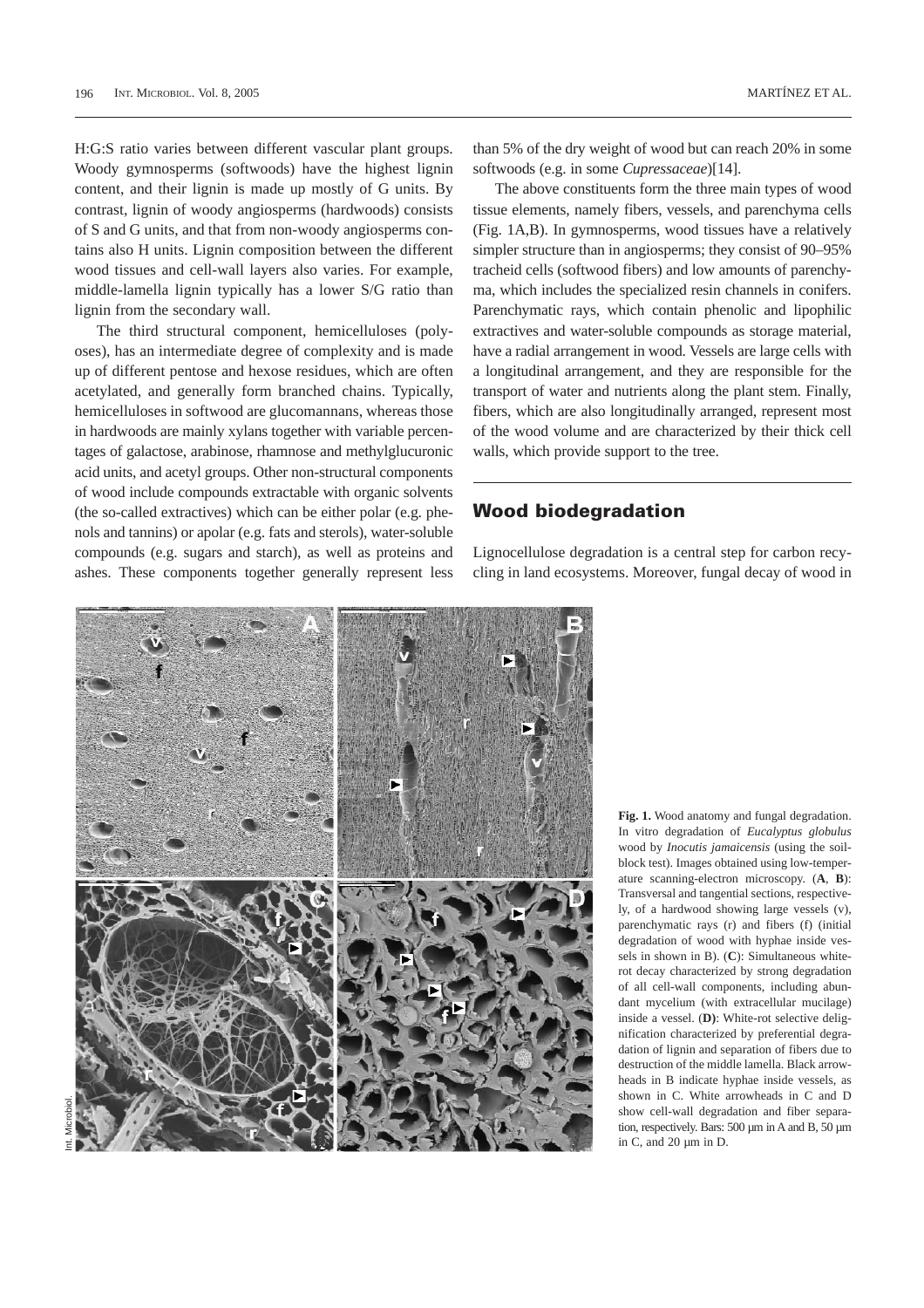H:G:S ratio varies between different vascular plant groups. Woody gymnosperms (softwoods) have the highest lignin content, and their lignin is made up mostly of G units. By contrast, lignin of woody angiosperms (hardwoods) consists of S and G units, and that from non-woody angiosperms contains also H units. Lignin composition between the different wood tissues and cell-wall layers also varies. For example, middle-lamella lignin typically has a lower S/G ratio than lignin from the secondary wall.

The third structural component, hemicelluloses (polyoses), has an intermediate degree of complexity and is made up of different pentose and hexose residues, which are often acetylated, and generally form branched chains. Typically, hemicelluloses in softwood are glucomannans, whereas those in hardwoods are mainly xylans together with variable percentages of galactose, arabinose, rhamnose and methylglucuronic acid units, and acetyl groups. Other non-structural components of wood include compounds extractable with organic solvents (the so-called extractives) which can be either polar (e.g. phenols and tannins) or apolar (e.g. fats and sterols), water-soluble compounds (e.g. sugars and starch), as well as proteins and ashes. These components together generally represent less than 5% of the dry weight of wood but can reach 20% in some softwoods (e.g. in some *Cupressaceae*)[14].

The above constituents form the three main types of wood tissue elements, namely fibers, vessels, and parenchyma cells (Fig. 1A,B). In gymnosperms, wood tissues have a relatively simpler structure than in angiosperms; they consist of 90–95% tracheid cells (softwood fibers) and low amounts of parenchyma, which includes the specialized resin channels in conifers. Parenchymatic rays, which contain phenolic and lipophilic extractives and water-soluble compounds as storage material, have a radial arrangement in wood. Vessels are large cells with a longitudinal arrangement, and they are responsible for the transport of water and nutrients along the plant stem. Finally, fibers, which are also longitudinally arranged, represent most of the wood volume and are characterized by their thick cell walls, which provide support to the tree.

## Wood biodegradation

Lignocellulose degradation is a central step for carbon recycling in land ecosystems. Moreover, fungal decay of wood in

**Fig. 1.** Wood anatomy and fungal degradation. In vitro degradation of *Eucalyptus globulus* wood by *Inocutis jamaicensis* (using the soil-block test). Images obtained using low-temperature scanning-electron microscopy. (**A**, **B**): Transversal and tangential sections, respectively, of a hardwood showing large vessels (v), parenchymatic rays (r) and fibers (f) (initial degradation of wood with hyphae inside vessels in shown in B). (**C**): Simultaneous white-rot decay characterized by strong degradation of all cell-wall components, including abundant mycelium (with extracellular mucilage) inside a vessel. (**D**): White-rot selective delignification characterized by preferential degradation of lignin and separation of fibers due to destruction of the middle lamella. Black arrowheads in B indicate hyphae inside vessels, as shown in C. White arrowheads in C and D show cell-wall degradation and fiber separation, respectively. Bars: 500 µm in A and B, 50 µm in C, and 20 µm in D.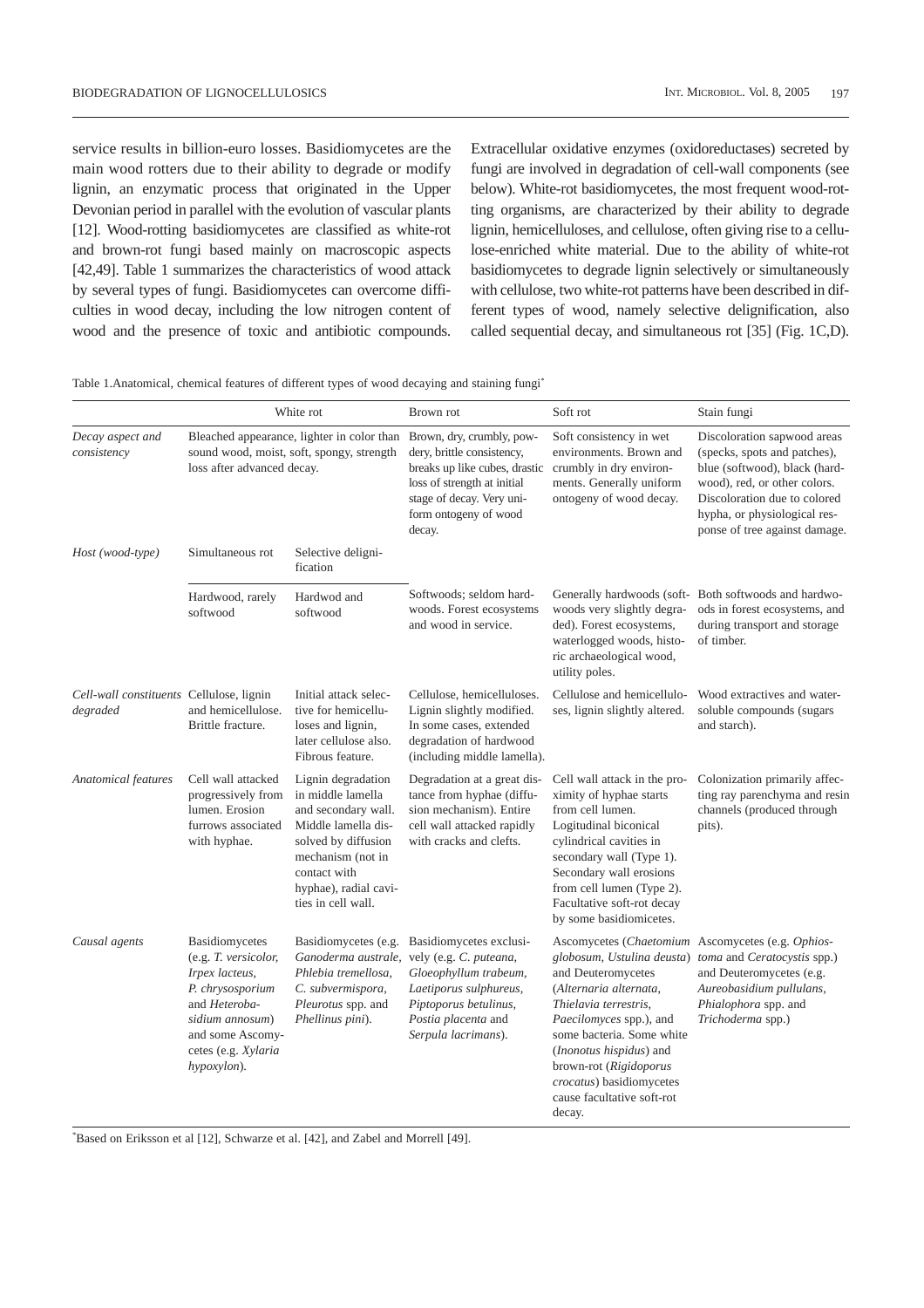service results in billion-euro losses. Basidiomycetes are the main wood rotters due to their ability to degrade or modify lignin, an enzymatic process that originated in the Upper Devonian period in parallel with the evolution of vascular plants [12]. Wood-rotting basidiomycetes are classified as white-rot and brown-rot fungi based mainly on macroscopic aspects [42,49]. Table 1 summarizes the characteristics of wood attack by several types of fungi. Basidiomycetes can overcome difficulties in wood decay, including the low nitrogen content of wood and the presence of toxic and antibiotic compounds. Extracellular oxidative enzymes (oxidoreductases) secreted by fungi are involved in degradation of cell-wall components (see below). White-rot basidiomycetes, the most frequent wood-rotting organisms, are characterized by their ability to degrade lignin, hemicelluloses, and cellulose, often giving rise to a cellulose-enriched white material. Due to the ability of white-rot basidiomycetes to degrade lignin selectively or simultaneously with cellulose, two white-rot patterns have been described in different types of wood, namely selective delignification, also called sequential decay, and simultaneous rot [35] (Fig. 1C,D).

Table 1.Anatomical, chemical features of different types of wood decaying and staining fungi*

| | White rot | | Brown rot | Soft rot | Stain fungi |
|---|---|---|---|---|---|
| *Decay aspect and consistency* | Bleached appearance, lighter in color than sound wood, moist, soft, spongy, strength loss after advanced decay. | | Brown, dry, crumbly, powdery, brittle consistency, breaks up like cubes, drastic loss of strength at initial stage of decay. Very uniform ontogeny of wood decay. | Soft consistency in wet environments. Brown and crumbly in dry environments. Generally uniform ontogeny of wood decay. | Discoloration sapwood areas (specks, spots and patches), blue (softwood), black (hardwood), red, or other colors. Discoloration due to colored hypha, or physiological response of tree against damage. |
| *Host (wood-type)* | Simultaneous rot | Selective delignification | | | |
| | Hardwood, rarely softwood | Hardwod and softwood | Softwoods; seldom hardwoods. Forest ecosystems and wood in service. | Generally hardwoods (softwoods very slightly degraded). Forest ecosystems, waterlogged woods, historic archaeological wood, utility poles. | Both softwoods and hardwoods in forest ecosystems, and during transport and storage of timber. |
| *Cell-wall constituents degraded* | Cellulose, lignin and hemicellulose. Brittle fracture. | Initial attack selective for hemicelluloses and lignin, later cellulose also. Fibrous feature. | Cellulose, hemicelluloses. Lignin slightly modified. In some cases, extended degradation of hardwood (including middle lamella). | Cellulose and hemicelluloses, lignin slightly altered. | Wood extractives and water-soluble compounds (sugars and starch). |
| *Anatomical features* | Cell wall attacked progressively from lumen. Erosion furrows associated with hyphae. | Lignin degradation in middle lamella and secondary wall. Middle lamella dissolved by diffusion mechanism (not in contact with hyphae), radial cavities in cell wall. | Degradation at a great distance from hyphae (diffusion mechanism). Entire cell wall attacked rapidly with cracks and clefts. | Cell wall attack in the proximity of hyphae starts from cell lumen. Logitudinal biconical cylindrical cavities in secondary wall (Type 1). Secondary wall erosions from cell lumen (Type 2). Facultative soft-rot decay by some basidiomicetes. | Colonization primarily affecting ray parenchyma and resin channels (produced through pits). |
| *Causal agents* | Basidiomycetes (e.g. *T. versicolor, Irpex lacteus, P. chrysosporium* and *Heterobasidium annosum*) and some Ascomycetes (e.g. *Xylaria hypoxylon*). | Basidiomycetes (e.g. *Ganoderma australe, Phlebia tremellosa, C. subvermispora, Pleurotus* spp. and *Phellinus pini*). | Basidiomycetes exclusively (e.g. *C. puteana, Gloeophyllum trabeum, Laetiporus sulphureus, Piptoporus betulinus, Postia placenta* and *Serpula lacrimans*). | Ascomycetes (*Chaetomium globosum, Ustulina deusta*) and Deuteromycetes (*Alternaria alternata, Thielavia terrestris, Paecilomyces* spp.), and some bacteria. Some white (*Inonotus hispidus*) and brown-rot (*Rigidoporus crocatus*) basidiomycetes cause facultative soft-rot decay. | Ascomycetes (e.g. *Ophiostoma* and *Ceratocystis* spp.) and Deuteromycetes (e.g. *Aureobasidium pullulans, Phialophora* spp. and *Trichoderma* spp.) |

*Based on Eriksson et al [12], Schwarze et al. [42], and Zabel and Morrell [49].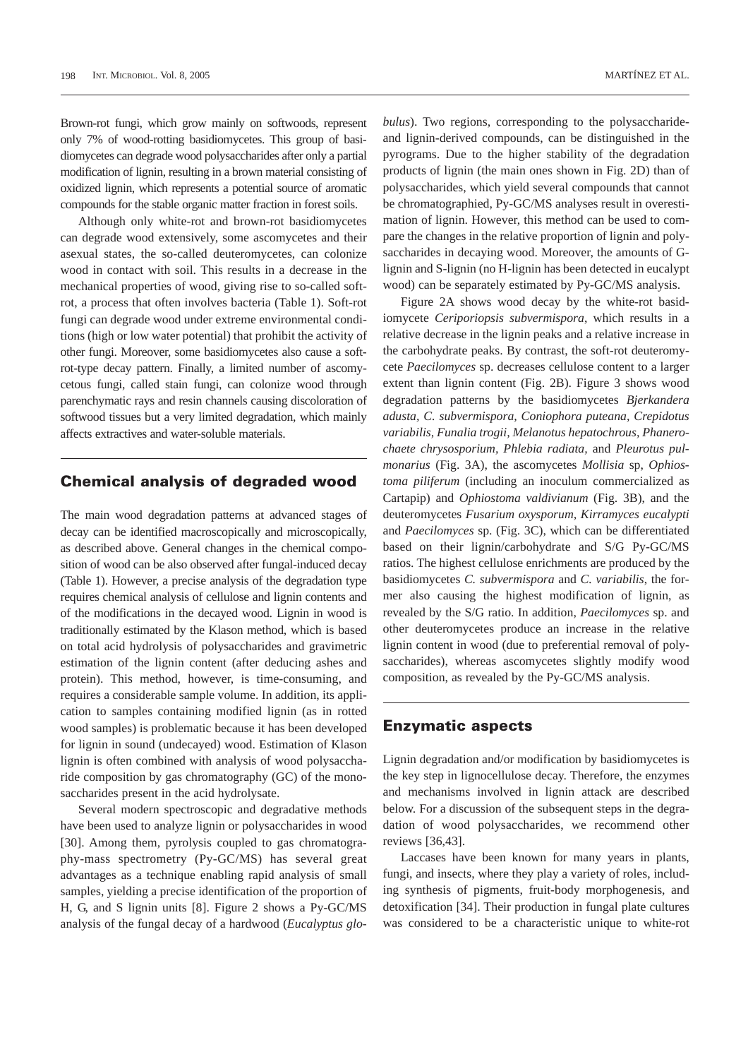Brown-rot fungi, which grow mainly on softwoods, represent only 7% of wood-rotting basidiomycetes. This group of basidiomycetes can degrade wood polysaccharides after only a partial modification of lignin, resulting in a brown material consisting of oxidized lignin, which represents a potential source of aromatic compounds for the stable organic matter fraction in forest soils.

Although only white-rot and brown-rot basidiomycetes can degrade wood extensively, some ascomycetes and their asexual states, the so-called deuteromycetes, can colonize wood in contact with soil. This results in a decrease in the mechanical properties of wood, giving rise to so-called soft-rot, a process that often involves bacteria (Table 1). Soft-rot fungi can degrade wood under extreme environmental conditions (high or low water potential) that prohibit the activity of other fungi. Moreover, some basidiomycetes also cause a soft-rot-type decay pattern. Finally, a limited number of ascomycetous fungi, called stain fungi, can colonize wood through parenchymatic rays and resin channels causing discoloration of softwood tissues but a very limited degradation, which mainly affects extractives and water-soluble materials.

## Chemical analysis of degraded wood

The main wood degradation patterns at advanced stages of decay can be identified macroscopically and microscopically, as described above. General changes in the chemical composition of wood can be also observed after fungal-induced decay (Table 1). However, a precise analysis of the degradation type requires chemical analysis of cellulose and lignin contents and of the modifications in the decayed wood. Lignin in wood is traditionally estimated by the Klason method, which is based on total acid hydrolysis of polysaccharides and gravimetric estimation of the lignin content (after deducing ashes and protein). This method, however, is time-consuming, and requires a considerable sample volume. In addition, its application to samples containing modified lignin (as in rotted wood samples) is problematic because it has been developed for lignin in sound (undecayed) wood. Estimation of Klason lignin is often combined with analysis of wood polysaccharide composition by gas chromatography (GC) of the monosaccharides present in the acid hydrolysate.

Several modern spectroscopic and degradative methods have been used to analyze lignin or polysaccharides in wood [30]. Among them, pyrolysis coupled to gas chromatography-mass spectrometry (Py-GC/MS) has several great advantages as a technique enabling rapid analysis of small samples, yielding a precise identification of the proportion of H, G, and S lignin units [8]. Figure 2 shows a Py-GC/MS analysis of the fungal decay of a hardwood (*Eucalyptus globulus*). Two regions, corresponding to the polysaccharide- and lignin-derived compounds, can be distinguished in the pyrograms. Due to the higher stability of the degradation products of lignin (the main ones shown in Fig. 2D) than of polysaccharides, which yield several compounds that cannot be chromatographied, Py-GC/MS analyses result in overestimation of lignin. However, this method can be used to compare the changes in the relative proportion of lignin and polysaccharides in decaying wood. Moreover, the amounts of G-lignin and S-lignin (no H-lignin has been detected in eucalypt wood) can be separately estimated by Py-GC/MS analysis.

Figure 2A shows wood decay by the white-rot basidiomycete *Ceriporiopsis subvermispora*, which results in a relative decrease in the lignin peaks and a relative increase in the carbohydrate peaks. By contrast, the soft-rot deuteromycete *Paecilomyces* sp. decreases cellulose content to a larger extent than lignin content (Fig. 2B). Figure 3 shows wood degradation patterns by the basidiomycetes *Bjerkandera adusta*, *C. subvermispora*, *Coniophora puteana*, *Crepidotus variabilis*, *Funalia trogii*, *Melanotus hepatochrous*, *Phanerochaete chrysosporium*, *Phlebia radiata*, and *Pleurotus pulmonarius* (Fig. 3A), the ascomycetes *Mollisia* sp, *Ophiostoma piliferum* (including an inoculum commercialized as Cartapip) and *Ophiostoma valdivianum* (Fig. 3B), and the deuteromycetes *Fusarium oxysporum*, *Kirramyces eucalypti* and *Paecilomyces* sp. (Fig. 3C), which can be differentiated based on their lignin/carbohydrate and S/G Py-GC/MS ratios. The highest cellulose enrichments are produced by the basidiomycetes *C. subvermispora* and *C. variabilis*, the former also causing the highest modification of lignin, as revealed by the S/G ratio. In addition, *Paecilomyces* sp. and other deuteromycetes produce an increase in the relative lignin content in wood (due to preferential removal of polysaccharides), whereas ascomycetes slightly modify wood composition, as revealed by the Py-GC/MS analysis.

## Enzymatic aspects

Lignin degradation and/or modification by basidiomycetes is the key step in lignocellulose decay. Therefore, the enzymes and mechanisms involved in lignin attack are described below. For a discussion of the subsequent steps in the degradation of wood polysaccharides, we recommend other reviews [36,43].

Laccases have been known for many years in plants, fungi, and insects, where they play a variety of roles, including synthesis of pigments, fruit-body morphogenesis, and detoxification [34]. Their production in fungal plate cultures was considered to be a characteristic unique to white-rot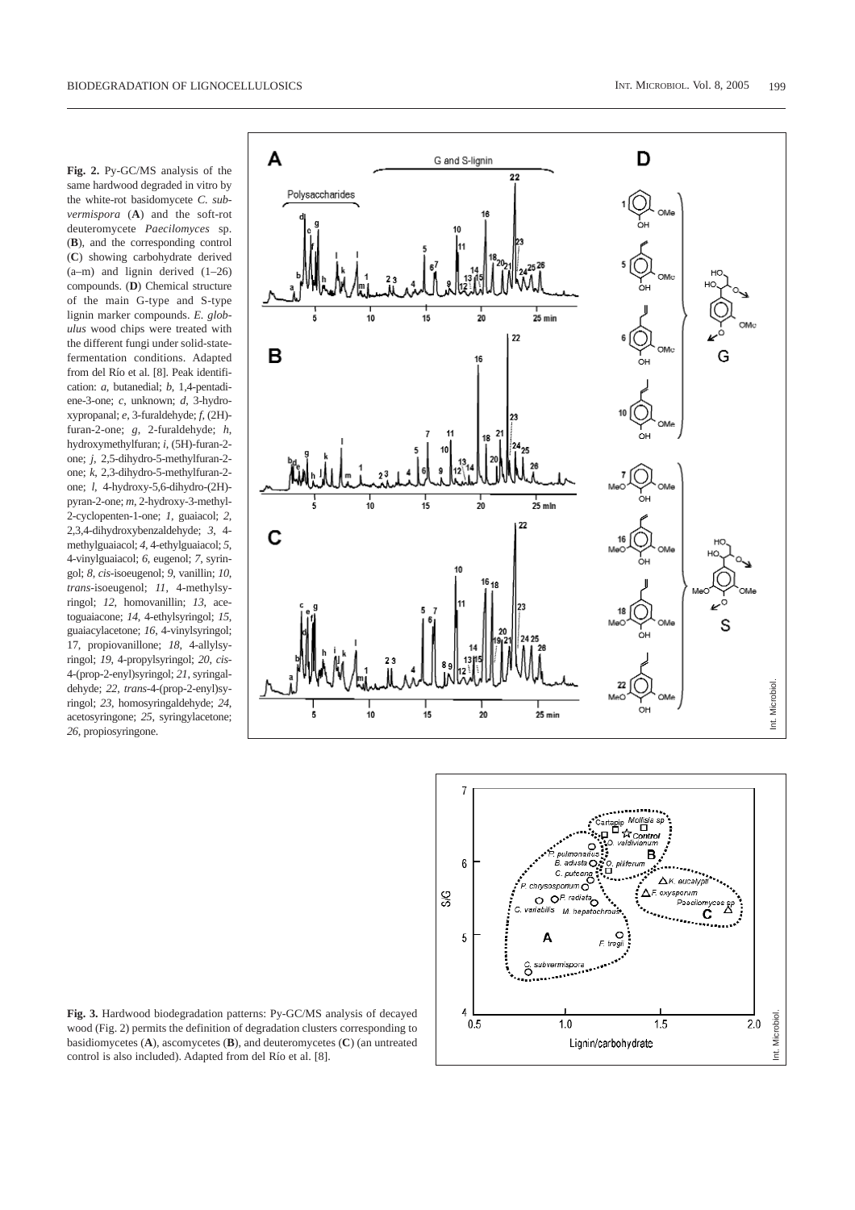**Fig. 2.** Py-GC/MS analysis of the same hardwood degraded in vitro by the white-rot basidomycete *C. subvermispora* (**A**) and the soft-rot deuteromycete *Paecilomyces* sp. (**B**), and the corresponding control (**C**) showing carbohydrate derived (a–m) and lignin derived (1–26) compounds. (**D**) Chemical structure of the main G-type and S-type lignin marker compounds. *E. globulus* wood chips were treated with the different fungi under solid-state-fermentation conditions. Adapted from del Río et al. [8]. Peak identification: *a*, butanedial; *b*, 1,4-pentadiene-3-one; *c*, unknown; *d*, 3-hydroxypropanal; *e*, 3-furaldehyde; *f*, (2H)-furan-2-one; *g*, 2-furaldehyde; *h*, hydroxymethylfuran; *i*, (5H)-furan-2-one; *j*, 2,5-dihydro-5-methylfuran-2-one; *k*, 2,3-dihydro-5-methylfuran-2-one; *l*, 4-hydroxy-5,6-dihydro-(2H)-pyran-2-one; *m*, 2-hydroxy-3-methyl-2-cyclopenten-1-one; *1*, guaiacol; *2*, 2,3,4-dihydroxybenzaldehyde; *3*, 4-methylguaiacol; *4*, 4-ethylguaiacol; *5*, 4-vinylguaiacol; *6*, eugenol; *7*, syringol; *8*, *cis*-isoeugenol; *9*, vanillin; *10*, *trans*-isoeugenol; *11*, 4-methylsyringol; *12*, homovanillin; *13*, acetoguaiacone; *14*, 4-ethylsyringol; *15*, guaiacylacetone; *16*, 4-vinylsyringol; 17, propiovanillone; *18*, 4-allylsyringol; *19*, 4-propylsyringol; *20*, *cis*-4-(prop-2-enyl)syringol; *21*, syringaldehyde; *22*, *trans*-4-(prop-2-enyl)syringol; *23*, homosyringaldehyde; *24*, acetosyringone; *25*, syringylacetone; *26*, propiosyringone.

**Fig. 3.** Hardwood biodegradation patterns: Py-GC/MS analysis of decayed wood (Fig. 2) permits the definition of degradation clusters corresponding to basidiomycetes (**A**), ascomycetes (**B**), and deuteromycetes (**C**) (an untreated control is also included). Adapted from del Río et al. [8].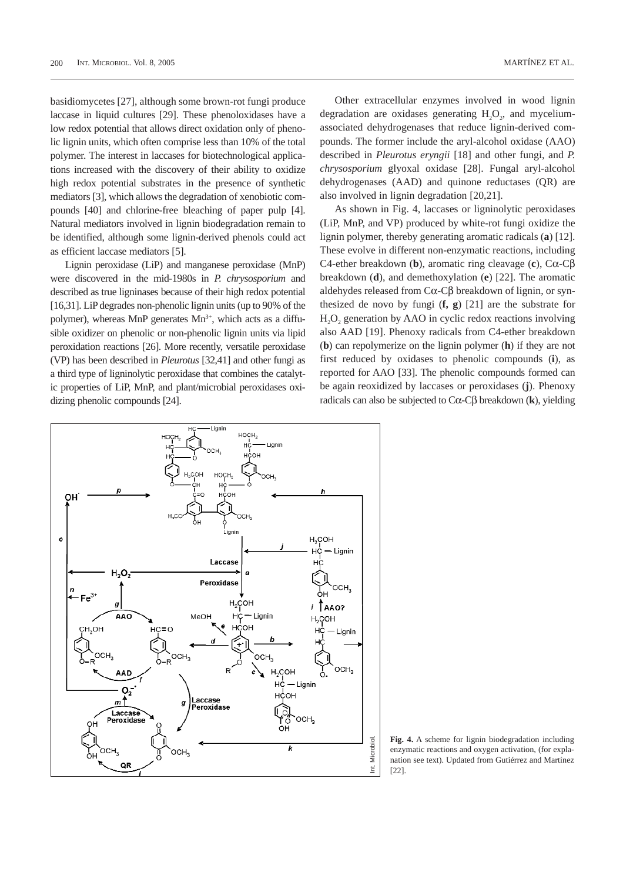basidiomycetes [27], although some brown-rot fungi produce laccase in liquid cultures [29]. These phenoloxidases have a low redox potential that allows direct oxidation only of phenolic lignin units, which often comprise less than 10% of the total polymer. The interest in laccases for biotechnological applications increased with the discovery of their ability to oxidize high redox potential substrates in the presence of synthetic mediators [3], which allows the degradation of xenobiotic compounds [40] and chlorine-free bleaching of paper pulp [4]. Natural mediators involved in lignin biodegradation remain to be identified, although some lignin-derived phenols could act as efficient laccase mediators [5].

Lignin peroxidase (LiP) and manganese peroxidase (MnP) were discovered in the mid-1980s in *P. chrysosporium* and described as true ligninases because of their high redox potential [16,31]. LiP degrades non-phenolic lignin units (up to 90% of the polymer), whereas MnP generates $Mn^{3+}$, which acts as a diffusible oxidizer on phenolic or non-phenolic lignin units via lipid peroxidation reactions [26]. More recently, versatile peroxidase (VP) has been described in *Pleurotus* [32,41] and other fungi as a third type of ligninolytic peroxidase that combines the catalytic properties of LiP, MnP, and plant/microbial peroxidases oxidizing phenolic compounds [24].

Other extracellular enzymes involved in wood lignin degradation are oxidases generating $H_2O_2$, and mycelium-associated dehydrogenases that reduce lignin-derived compounds. The former include the aryl-alcohol oxidase (AAO) described in *Pleurotus eryngii* [18] and other fungi, and *P. chrysosporium* glyoxal oxidase [28]. Fungal aryl-alcohol dehydrogenases (AAD) and quinone reductases (QR) are also involved in lignin degradation [20,21].

As shown in Fig. 4, laccases or ligninolytic peroxidases (LiP, MnP, and VP) produced by white-rot fungi oxidize the lignin polymer, thereby generating aromatic radicals (**a**) [12]. These evolve in different non-enzymatic reactions, including C4-ether breakdown (**b**), aromatic ring cleavage (**c**), Cα-Cβ breakdown (**d**), and demethoxylation (**e**) [22]. The aromatic aldehydes released from Cα-Cβ breakdown of lignin, or synthesized de novo by fungi (**f, g**) [21] are the substrate for $H_2O_2$ generation by AAO in cyclic redox reactions involving also AAD [19]. Phenoxy radicals from C4-ether breakdown (**b**) can repolymerize on the lignin polymer (**h**) if they are not first reduced by oxidases to phenolic compounds (**i**), as reported for AAO [33]. The phenolic compounds formed can be again reoxidized by laccases or peroxidases (**j**). Phenoxy radicals can also be subjected to Cα-Cβ breakdown (**k**), yielding

**Fig. 4.** A scheme for lignin biodegradation including enzymatic reactions and oxygen activation, (for explanation see text). Updated from Gutiérrez and Martínez [22].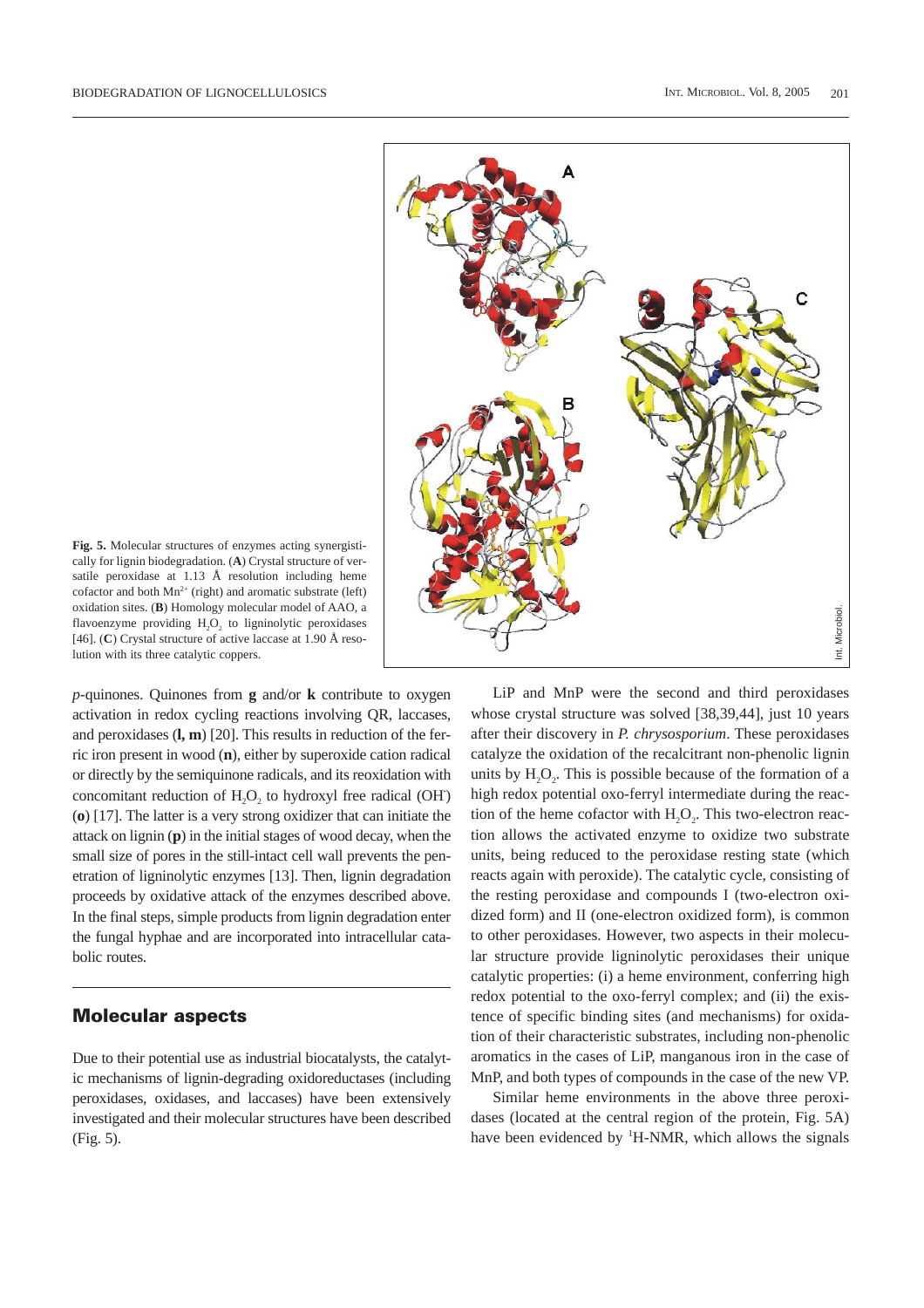**Fig. 5.** Molecular structures of enzymes acting synergistically for lignin biodegradation. (**A**) Crystal structure of versatile peroxidase at 1.13 Å resolution including heme cofactor and both $Mn^{2+}$ (right) and aromatic substrate (left) oxidation sites. (**B**) Homology molecular model of AAO, a flavoenzyme providing $H_2O_2$ to ligninolytic peroxidases [46]. (**C**) Crystal structure of active laccase at 1.90 Å resolution with its three catalytic coppers.

*p*-quinones. Quinones from **g** and/or **k** contribute to oxygen activation in redox cycling reactions involving QR, laccases, and peroxidases (**l, m**) [20]. This results in reduction of the ferric iron present in wood (**n**), either by superoxide cation radical or directly by the semiquinone radicals, and its reoxidation with concomitant reduction of $H_2O_2$ to hydroxyl free radical ($OH^{\cdot}$) (**o**) [17]. The latter is a very strong oxidizer that can initiate the attack on lignin (**p**) in the initial stages of wood decay, when the small size of pores in the still-intact cell wall prevents the penetration of ligninolytic enzymes [13]. Then, lignin degradation proceeds by oxidative attack of the enzymes described above. In the final steps, simple products from lignin degradation enter the fungal hyphae and are incorporated into intracellular catabolic routes.

## Molecular aspects

Due to their potential use as industrial biocatalysts, the catalytic mechanisms of lignin-degrading oxidoreductases (including peroxidases, oxidases, and laccases) have been extensively investigated and their molecular structures have been described (Fig. 5).

LiP and MnP were the second and third peroxidases whose crystal structure was solved [38,39,44], just 10 years after their discovery in *P. chrysosporium*. These peroxidases catalyze the oxidation of the recalcitrant non-phenolic lignin units by $H_2O_2$. This is possible because of the formation of a high redox potential oxo-ferryl intermediate during the reaction of the heme cofactor with $H_2O_2$. This two-electron reaction allows the activated enzyme to oxidize two substrate units, being reduced to the peroxidase resting state (which reacts again with peroxide). The catalytic cycle, consisting of the resting peroxidase and compounds I (two-electron oxidized form) and II (one-electron oxidized form), is common to other peroxidases. However, two aspects in their molecular structure provide ligninolytic peroxidases their unique catalytic properties: (i) a heme environment, conferring high redox potential to the oxo-ferryl complex; and (ii) the existence of specific binding sites (and mechanisms) for oxidation of their characteristic substrates, including non-phenolic aromatics in the cases of LiP, manganous iron in the case of MnP, and both types of compounds in the case of the new VP.

Similar heme environments in the above three peroxidases (located at the central region of the protein, Fig. 5A) have been evidenced by $^1H$-NMR, which allows the signals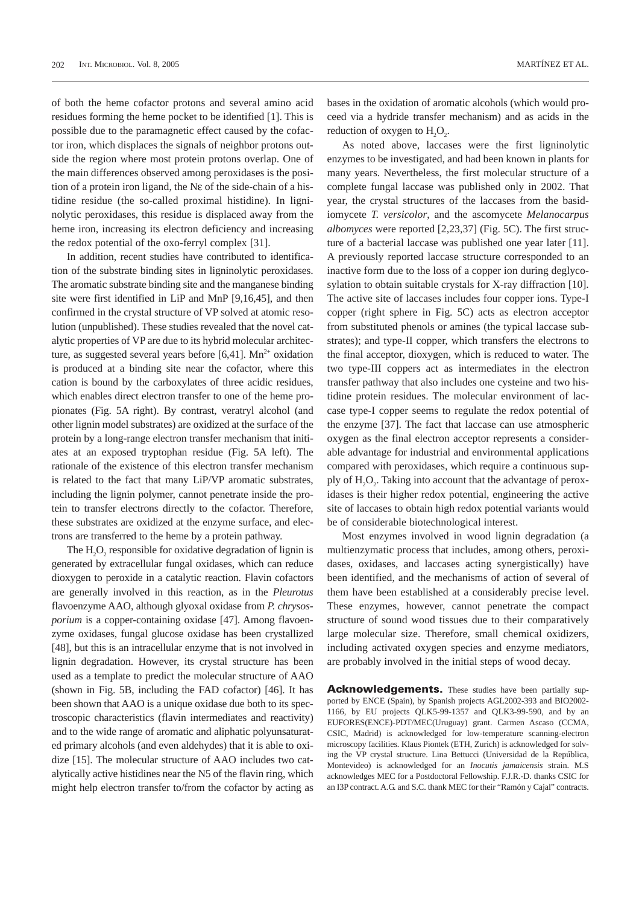of both the heme cofactor protons and several amino acid residues forming the heme pocket to be identified [1]. This is possible due to the paramagnetic effect caused by the cofactor iron, which displaces the signals of neighbor protons outside the region where most protein protons overlap. One of the main differences observed among peroxidases is the position of a protein iron ligand, the Nε of the side-chain of a histidine residue (the so-called proximal histidine). In ligninolytic peroxidases, this residue is displaced away from the heme iron, increasing its electron deficiency and increasing the redox potential of the oxo-ferryl complex [31].

In addition, recent studies have contributed to identification of the substrate binding sites in ligninolytic peroxidases. The aromatic substrate binding site and the manganese binding site were first identified in LiP and MnP [9,16,45], and then confirmed in the crystal structure of VP solved at atomic resolution (unpublished). These studies revealed that the novel catalytic properties of VP are due to its hybrid molecular architecture, as suggested several years before [6,41]. $Mn^{2+}$ oxidation is produced at a binding site near the cofactor, where this cation is bound by the carboxylates of three acidic residues, which enables direct electron transfer to one of the heme propionates (Fig. 5A right). By contrast, veratryl alcohol (and other lignin model substrates) are oxidized at the surface of the protein by a long-range electron transfer mechanism that initiates at an exposed tryptophan residue (Fig. 5A left). The rationale of the existence of this electron transfer mechanism is related to the fact that many LiP/VP aromatic substrates, including the lignin polymer, cannot penetrate inside the protein to transfer electrons directly to the cofactor. Therefore, these substrates are oxidized at the enzyme surface, and electrons are transferred to the heme by a protein pathway.

The $H_2O_2$ responsible for oxidative degradation of lignin is generated by extracellular fungal oxidases, which can reduce dioxygen to peroxide in a catalytic reaction. Flavin cofactors are generally involved in this reaction, as in the *Pleurotus* flavoenzyme AAO, although glyoxal oxidase from *P. chrysosporium* is a copper-containing oxidase [47]. Among flavoenzyme oxidases, fungal glucose oxidase has been crystallized [48], but this is an intracellular enzyme that is not involved in lignin degradation. However, its crystal structure has been used as a template to predict the molecular structure of AAO (shown in Fig. 5B, including the FAD cofactor) [46]. It has been shown that AAO is a unique oxidase due both to its spectroscopic characteristics (flavin intermediates and reactivity) and to the wide range of aromatic and aliphatic polyunsaturated primary alcohols (and even aldehydes) that it is able to oxidize [15]. The molecular structure of AAO includes two catalytically active histidines near the N5 of the flavin ring, which might help electron transfer to/from the cofactor by acting as bases in the oxidation of aromatic alcohols (which would proceed via a hydride transfer mechanism) and as acids in the reduction of oxygen to $H_2O_2$.

As noted above, laccases were the first ligninolytic enzymes to be investigated, and had been known in plants for many years. Nevertheless, the first molecular structure of a complete fungal laccase was published only in 2002. That year, the crystal structures of the laccases from the basidiomycete *T. versicolor*, and the ascomycete *Melanocarpus albomyces* were reported [2,23,37] (Fig. 5C). The first structure of a bacterial laccase was published one year later [11]. A previously reported laccase structure corresponded to an inactive form due to the loss of a copper ion during deglycosylation to obtain suitable crystals for X-ray diffraction [10]. The active site of laccases includes four copper ions. Type-I copper (right sphere in Fig. 5C) acts as electron acceptor from substituted phenols or amines (the typical laccase substrates); and type-II copper, which transfers the electrons to the final acceptor, dioxygen, which is reduced to water. The two type-III coppers act as intermediates in the electron transfer pathway that also includes one cysteine and two histidine protein residues. The molecular environment of laccase type-I copper seems to regulate the redox potential of the enzyme [37]. The fact that laccase can use atmospheric oxygen as the final electron acceptor represents a considerable advantage for industrial and environmental applications compared with peroxidases, which require a continuous supply of $H_2O_2$. Taking into account that the advantage of peroxidases is their higher redox potential, engineering the active site of laccases to obtain high redox potential variants would be of considerable biotechnological interest.

Most enzymes involved in wood lignin degradation (a multienzymatic process that includes, among others, peroxidases, oxidases, and laccases acting synergistically) have been identified, and the mechanisms of action of several of them have been established at a considerably precise level. These enzymes, however, cannot penetrate the compact structure of sound wood tissues due to their comparatively large molecular size. Therefore, small chemical oxidizers, including activated oxygen species and enzyme mediators, are probably involved in the initial steps of wood decay.

**Acknowledgements.** These studies have been partially supported by ENCE (Spain), by Spanish projects AGL2002-393 and BIO2002-1166, by EU projects QLK5-99-1357 and QLK3-99-590, and by an EUFORES(ENCE)-PDT/MEC(Uruguay) grant. Carmen Ascaso (CCMA, CSIC, Madrid) is acknowledged for low-temperature scanning-electron microscopy facilities. Klaus Piontek (ETH, Zurich) is acknowledged for solving the VP crystal structure. Lina Bettucci (Universidad de la República, Montevideo) is acknowledged for an *Inocutis jamaicensis* strain. M.S acknowledges MEC for a Postdoctoral Fellowship. F.J.R.-D. thanks CSIC for an I3P contract. A.G. and S.C. thank MEC for their "Ramón y Cajal" contracts.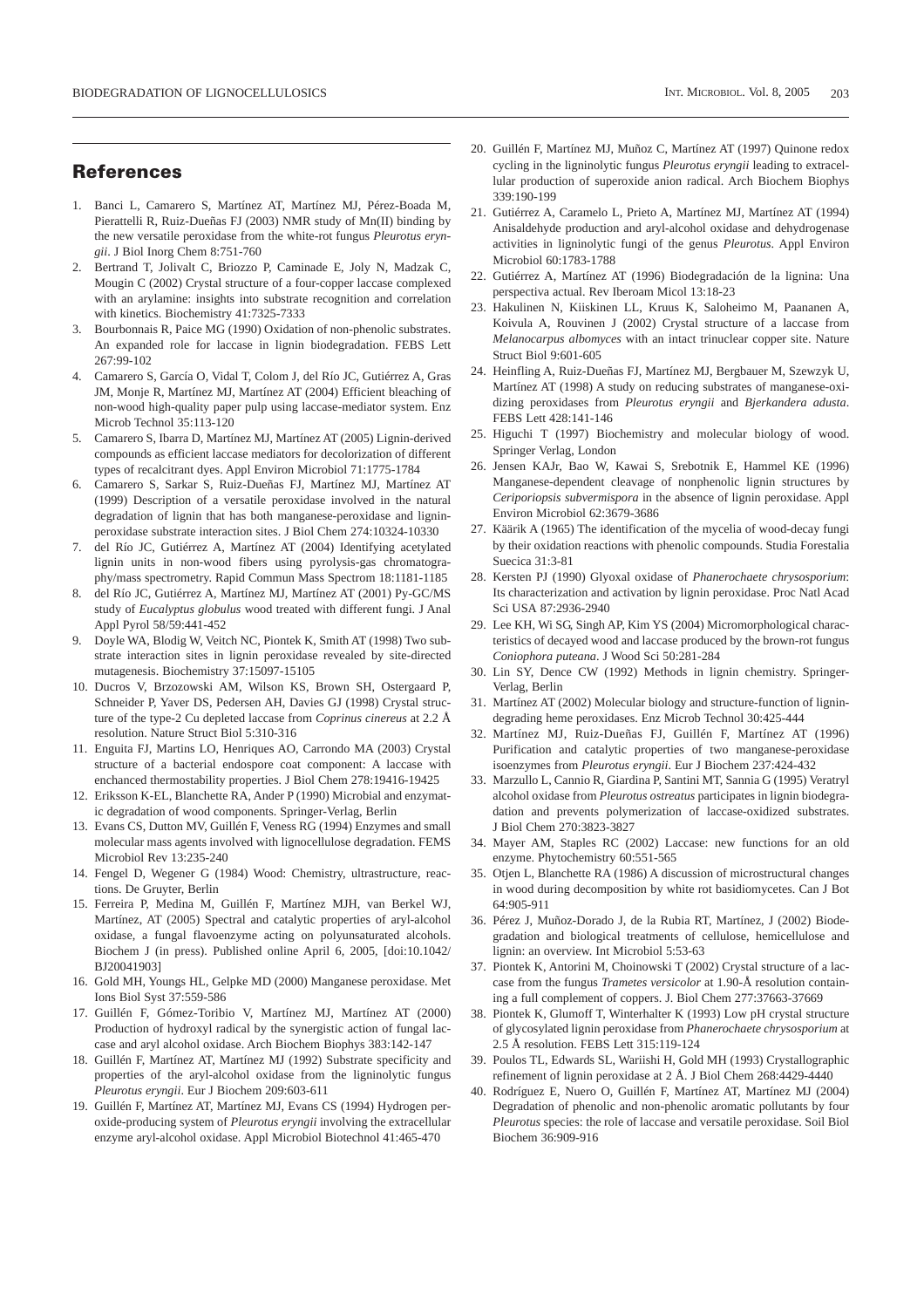## References

1. Banci L, Camarero S, Martínez AT, Martínez MJ, Pérez-Boada M, Pierattelli R, Ruiz-Dueñas FJ (2003) NMR study of Mn(II) binding by the new versatile peroxidase from the white-rot fungus *Pleurotus eryngii*. J Biol Inorg Chem 8:751-760
2. Bertrand T, Jolivalt C, Briozzo P, Caminade E, Joly N, Madzak C, Mougin C (2002) Crystal structure of a four-copper laccase complexed with an arylamine: insights into substrate recognition and correlation with kinetics. Biochemistry 41:7325-7333
3. Bourbonnais R, Paice MG (1990) Oxidation of non-phenolic substrates. An expanded role for laccase in lignin biodegradation. FEBS Lett 267:99-102
4. Camarero S, García O, Vidal T, Colom J, del Río JC, Gutiérrez A, Gras JM, Monje R, Martínez MJ, Martínez AT (2004) Efficient bleaching of non-wood high-quality paper pulp using laccase-mediator system. Enz Microb Technol 35:113-120
5. Camarero S, Ibarra D, Martínez MJ, Martínez AT (2005) Lignin-derived compounds as efficient laccase mediators for decolorization of different types of recalcitrant dyes. Appl Environ Microbiol 71:1775-1784
6. Camarero S, Sarkar S, Ruiz-Dueñas FJ, Martínez MJ, Martínez AT (1999) Description of a versatile peroxidase involved in the natural degradation of lignin that has both manganese-peroxidase and lignin-peroxidase substrate interaction sites. J Biol Chem 274:10324-10330
7. del Río JC, Gutiérrez A, Martínez AT (2004) Identifying acetylated lignin units in non-wood fibers using pyrolysis-gas chromatography/mass spectrometry. Rapid Commun Mass Spectrom 18:1181-1185
8. del Río JC, Gutiérrez A, Martínez MJ, Martínez AT (2001) Py-GC/MS study of *Eucalyptus globulus* wood treated with different fungi. J Anal Appl Pyrol 58/59:441-452
9. Doyle WA, Blodig W, Veitch NC, Piontek K, Smith AT (1998) Two substrate interaction sites in lignin peroxidase revealed by site-directed mutagenesis. Biochemistry 37:15097-15105
10. Ducros V, Brzozowski AM, Wilson KS, Brown SH, Ostergaard P, Schneider P, Yaver DS, Pedersen AH, Davies GJ (1998) Crystal structure of the type-2 Cu depleted laccase from *Coprinus cinereus* at 2.2 Å resolution. Nature Struct Biol 5:310-316
11. Enguita FJ, Martins LO, Henriques AO, Carrondo MA (2003) Crystal structure of a bacterial endospore coat component: A laccase with enchanced thermostability properties. J Biol Chem 278:19416-19425
12. Eriksson K-EL, Blanchette RA, Ander P (1990) Microbial and enzymatic degradation of wood components. Springer-Verlag, Berlin
13. Evans CS, Dutton MV, Guillén F, Veness RG (1994) Enzymes and small molecular mass agents involved with lignocellulose degradation. FEMS Microbiol Rev 13:235-240
14. Fengel D, Wegener G (1984) Wood: Chemistry, ultrastructure, reactions. De Gruyter, Berlin
15. Ferreira P, Medina M, Guillén F, Martínez MJH, van Berkel WJ, Martínez, AT (2005) Spectral and catalytic properties of aryl-alcohol oxidase, a fungal flavoenzyme acting on polyunsaturated alcohols. Biochem J (in press). Published online April 6, 2005, [doi:10.1042/BJ20041903]
16. Gold MH, Youngs HL, Gelpke MD (2000) Manganese peroxidase. Met Ions Biol Syst 37:559-586
17. Guillén F, Gómez-Toribio V, Martínez MJ, Martínez AT (2000) Production of hydroxyl radical by the synergistic action of fungal laccase and aryl alcohol oxidase. Arch Biochem Biophys 383:142-147
18. Guillén F, Martínez AT, Martínez MJ (1992) Substrate specificity and properties of the aryl-alcohol oxidase from the ligninolytic fungus *Pleurotus eryngii*. Eur J Biochem 209:603-611
19. Guillén F, Martínez AT, Martínez MJ, Evans CS (1994) Hydrogen peroxide-producing system of *Pleurotus eryngii* involving the extracellular enzyme aryl-alcohol oxidase. Appl Microbiol Biotechnol 41:465-470
20. Guillén F, Martínez MJ, Muñoz C, Martínez AT (1997) Quinone redox cycling in the ligninolytic fungus *Pleurotus eryngii* leading to extracellular production of superoxide anion radical. Arch Biochem Biophys 339:190-199
21. Gutiérrez A, Caramelo L, Prieto A, Martínez MJ, Martínez AT (1994) Anisaldehyde production and aryl-alcohol oxidase and dehydrogenase activities in ligninolytic fungi of the genus *Pleurotus*. Appl Environ Microbiol 60:1783-1788
22. Gutiérrez A, Martínez AT (1996) Biodegradación de la lignina: Una perspectiva actual. Rev Iberoam Micol 13:18-23
23. Hakulinen N, Kiiskinen LL, Kruus K, Saloheimo M, Paananen A, Koivula A, Rouvinen J (2002) Crystal structure of a laccase from *Melanocarpus albomyces* with an intact trinuclear copper site. Nature Struct Biol 9:601-605
24. Heinfling A, Ruiz-Dueñas FJ, Martínez MJ, Bergbauer M, Szewzyk U, Martínez AT (1998) A study on reducing substrates of manganese-oxidizing peroxidases from *Pleurotus eryngii* and *Bjerkandera adusta*. FEBS Lett 428:141-146
25. Higuchi T (1997) Biochemistry and molecular biology of wood. Springer Verlag, London
26. Jensen KAJr, Bao W, Kawai S, Srebotnik E, Hammel KE (1996) Manganese-dependent cleavage of nonphenolic lignin structures by *Ceriporiopsis subvermispora* in the absence of lignin peroxidase. Appl Environ Microbiol 62:3679-3686
27. Käärik A (1965) The identification of the mycelia of wood-decay fungi by their oxidation reactions with phenolic compounds. Studia Forestalia Suecica 31:3-81
28. Kersten PJ (1990) Glyoxal oxidase of *Phanerochaete chrysosporium*: Its characterization and activation by lignin peroxidase. Proc Natl Acad Sci USA 87:2936-2940
29. Lee KH, Wi SG, Singh AP, Kim YS (2004) Micromorphological characteristics of decayed wood and laccase produced by the brown-rot fungus *Coniophora puteana*. J Wood Sci 50:281-284
30. Lin SY, Dence CW (1992) Methods in lignin chemistry. Springer-Verlag, Berlin
31. Martínez AT (2002) Molecular biology and structure-function of lignin-degrading heme peroxidases. Enz Microb Technol 30:425-444
32. Martínez MJ, Ruiz-Dueñas FJ, Guillén F, Martínez AT (1996) Purification and catalytic properties of two manganese-peroxidase isoenzymes from *Pleurotus eryngii*. Eur J Biochem 237:424-432
33. Marzullo L, Cannio R, Giardina P, Santini MT, Sannia G (1995) Veratryl alcohol oxidase from *Pleurotus ostreatus* participates in lignin biodegradation and prevents polymerization of laccase-oxidized substrates. J Biol Chem 270:3823-3827
34. Mayer AM, Staples RC (2002) Laccase: new functions for an old enzyme. Phytochemistry 60:551-565
35. Otjen L, Blanchette RA (1986) A discussion of microstructural changes in wood during decomposition by white rot basidiomycetes. Can J Bot 64:905-911
36. Pérez J, Muñoz-Dorado J, de la Rubia RT, Martínez, J (2002) Biodegradation and biological treatments of cellulose, hemicellulose and lignin: an overview. Int Microbiol 5:53-63
37. Piontek K, Antorini M, Choinowski T (2002) Crystal structure of a laccase from the fungus *Trametes versicolor* at 1.90-Å resolution containing a full complement of coppers. J. Biol Chem 277:37663-37669
38. Piontek K, Glumoff T, Winterhalter K (1993) Low pH crystal structure of glycosylated lignin peroxidase from *Phanerochaete chrysosporium* at 2.5 Å resolution. FEBS Lett 315:119-124
39. Poulos TL, Edwards SL, Wariishi H, Gold MH (1993) Crystallographic refinement of lignin peroxidase at 2 Å. J Biol Chem 268:4429-4440
40. Rodríguez E, Nuero O, Guillén F, Martínez AT, Martínez MJ (2004) Degradation of phenolic and non-phenolic aromatic pollutants by four *Pleurotus* species: the role of laccase and versatile peroxidase. Soil Biol Biochem 36:909-916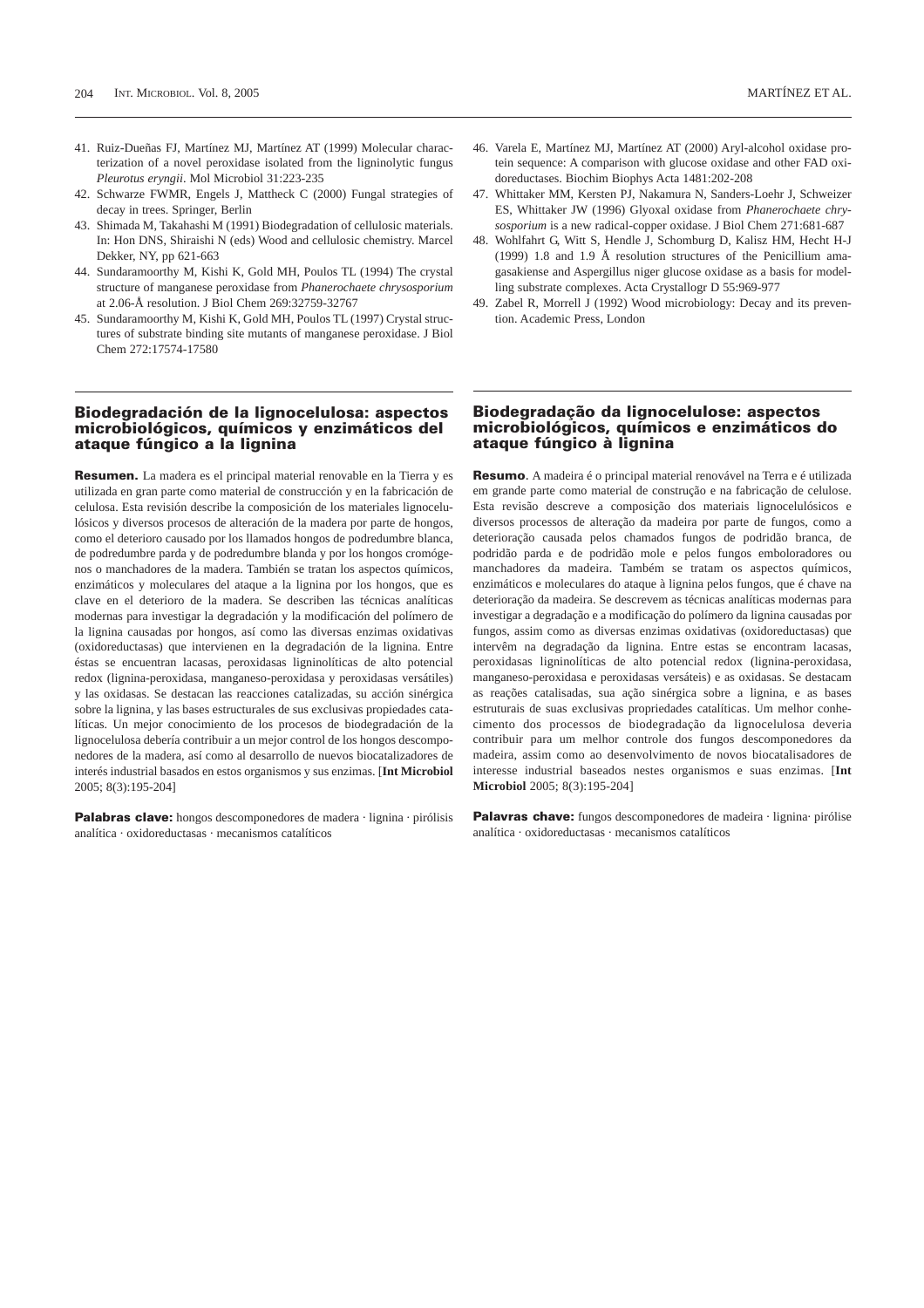41. Ruiz-Dueñas FJ, Martínez MJ, Martínez AT (1999) Molecular characterization of a novel peroxidase isolated from the ligninolytic fungus *Pleurotus eryngii*. Mol Microbiol 31:223-235
42. Schwarze FWMR, Engels J, Mattheck C (2000) Fungal strategies of decay in trees. Springer, Berlin
43. Shimada M, Takahashi M (1991) Biodegradation of cellulosic materials. In: Hon DNS, Shiraishi N (eds) Wood and cellulosic chemistry. Marcel Dekker, NY, pp 621-663
44. Sundaramoorthy M, Kishi K, Gold MH, Poulos TL (1994) The crystal structure of manganese peroxidase from *Phanerochaete chrysosporium* at 2.06-Å resolution. J Biol Chem 269:32759-32767
45. Sundaramoorthy M, Kishi K, Gold MH, Poulos TL (1997) Crystal structures of substrate binding site mutants of manganese peroxidase. J Biol Chem 272:17574-17580
46. Varela E, Martínez MJ, Martínez AT (2000) Aryl-alcohol oxidase protein sequence: A comparison with glucose oxidase and other FAD oxidoreductases. Biochim Biophys Acta 1481:202-208
47. Whittaker MM, Kersten PJ, Nakamura N, Sanders-Loehr J, Schweizer ES, Whittaker JW (1996) Glyoxal oxidase from *Phanerochaete chrysosporium* is a new radical-copper oxidase. J Biol Chem 271:681-687
48. Wohlfahrt G, Witt S, Hendle J, Schomburg D, Kalisz HM, Hecht H-J (1999) 1.8 and 1.9 Å resolution structures of the Penicillium amagasakiense and Aspergillus niger glucose oxidase as a basis for modelling substrate complexes. Acta Crystallogr D 55:969-977
49. Zabel R, Morrell J (1992) Wood microbiology: Decay and its prevention. Academic Press, London

## Biodegradación de la lignocelulosa: aspectos microbiológicos, químicos y enzimáticos del ataque fúngico a la lignina

**Resumen.** La madera es el principal material renovable en la Tierra y es utilizada en gran parte como material de construcción y en la fabricación de celulosa. Esta revisión describe la composición de los materiales lignocelulósicos y diversos procesos de alteración de la madera por parte de hongos, como el deterioro causado por los llamados hongos de podredumbre blanca, de podredumbre parda y de podredumbre blanda y por los hongos cromógenos o manchadores de la madera. También se tratan los aspectos químicos, enzimáticos y moleculares del ataque a la lignina por los hongos, que es clave en el deterioro de la madera. Se describen las técnicas analíticas modernas para investigar la degradación y la modificación del polímero de la lignina causadas por hongos, así como las diversas enzimas oxidativas (oxidoreductasas) que intervienen en la degradación de la lignina. Entre éstas se encuentran lacasas, peroxidasas ligninolíticas de alto potencial redox (lignina-peroxidasa, manganeso-peroxidasa y peroxidasas versátiles) y las oxidasas. Se destacan las reacciones catalizadas, su acción sinérgica sobre la lignina, y las bases estructurales de sus exclusivas propiedades catalíticas. Un mejor conocimiento de los procesos de biodegradación de la lignocelulosa debería contribuir a un mejor control de los hongos descomponedores de la madera, así como al desarrollo de nuevos biocatalizadores de interés industrial basados en estos organismos y sus enzimas. [**Int Microbiol** 2005; 8(3):195-204]

**Palabras clave:** hongos descomponedores de madera · lignina · pirólisis analítica · oxidoreductasas · mecanismos catalíticos

## Biodegradação da lignocelulose: aspectos microbiológicos, químicos e enzimáticos do ataque fúngico à lignina

**Resumo**. A madeira é o principal material renovável na Terra e é utilizada em grande parte como material de construção e na fabricação de celulose. Esta revisão descreve a composição dos materiais lignocelulósicos e diversos processos de alteração da madeira por parte de fungos, como a deterioração causada pelos chamados fungos de podridão branca, de podridão parda e de podridão mole e pelos fungos emboloradores ou manchadores da madeira. Também se tratam os aspectos químicos, enzimáticos e moleculares do ataque à lignina pelos fungos, que é chave na deterioração da madeira. Se descrevem as técnicas analíticas modernas para investigar a degradação e a modificação do polímero da lignina causadas por fungos, assim como as diversas enzimas oxidativas (oxidoreductasas) que intervêm na degradação da lignina. Entre estas se encontram lacasas, peroxidasas ligninolíticas de alto potencial redox (lignina-peroxidasa, manganeso-peroxidasa e peroxidasas versáteis) e as oxidasas. Se destacam as reações catalisadas, sua ação sinérgica sobre a lignina, e as bases estruturais de suas exclusivas propriedades catalíticas. Um melhor conhecimento dos processos de biodegradação da lignocelulosa deveria contribuir para um melhor controle dos fungos descomponedores da madeira, assim como ao desenvolvimento de novos biocatalisadores de interesse industrial baseados nestes organismos e suas enzimas. [**Int Microbiol** 2005; 8(3):195-204]

**Palavras chave:** fungos descomponedores de madeira · lignina· pirólise analítica · oxidoreductasas · mecanismos catalíticos